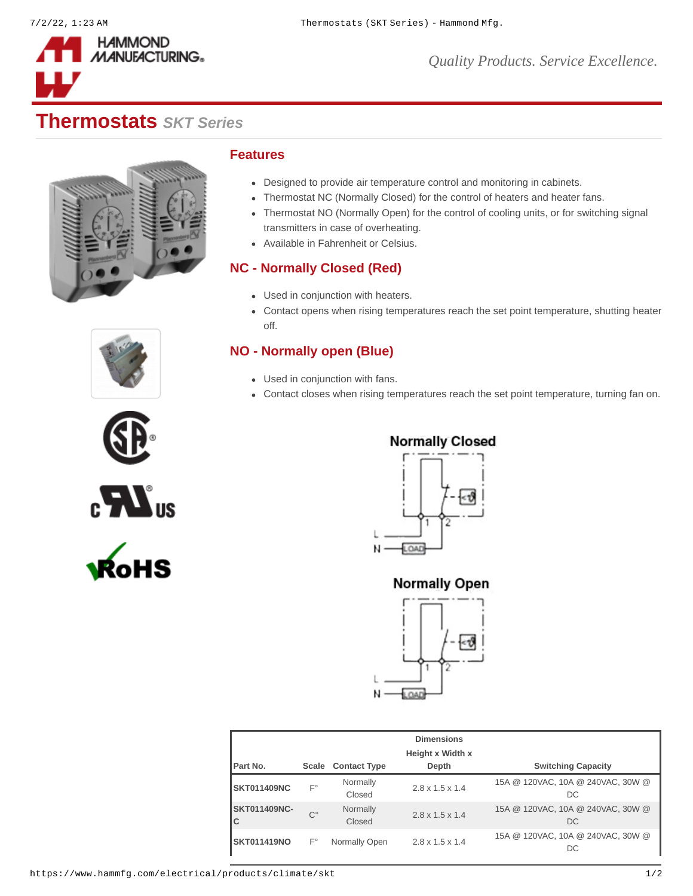# Thermostats *SKT Series*

## Features

- Designed to provide air temperature control and monitoring in cabinets.
- Thermostat NC (Normally Closed) for the control of heaters and heater fans.
- Thermostat NO (Normally Open) for the control of cooling units, or for switching signal transmitters in case of overheating.
- Available in Fahrenheit or Celsius.

## NC - Normally Closed (Red)

- Used in conjunction with heaters.
- Contact opens when rising temperatures reach the set point temperature, shutting heater off.

## NO - Normally open (Blue)

- Used in conjunction with fans.
- Contact closes when rising temperatures reach the set point temperature, turning fan on.

Normally Closed

1
2
L
N
LOAD

Normally Open

1
2
L
N
LOAD

| Part No. | Scale | Contact Type | Dimensions Height x Width x Depth | Switching Capacity |
|---|---|---|---|---|
| **SKT011409NC** | F° | Normally Closed | 2.8 x 1.5 x 1.4 | 15A @ 120VAC, 10A @ 240VAC, 30W @ DC |
| **SKT011409NC-C** | C° | Normally Closed | 2.8 x 1.5 x 1.4 | 15A @ 120VAC, 10A @ 240VAC, 30W @ DC |
| **SKT011419NO** | F° | Normally Open | 2.8 x 1.5 x 1.4 | 15A @ 120VAC, 10A @ 240VAC, 30W @ DC |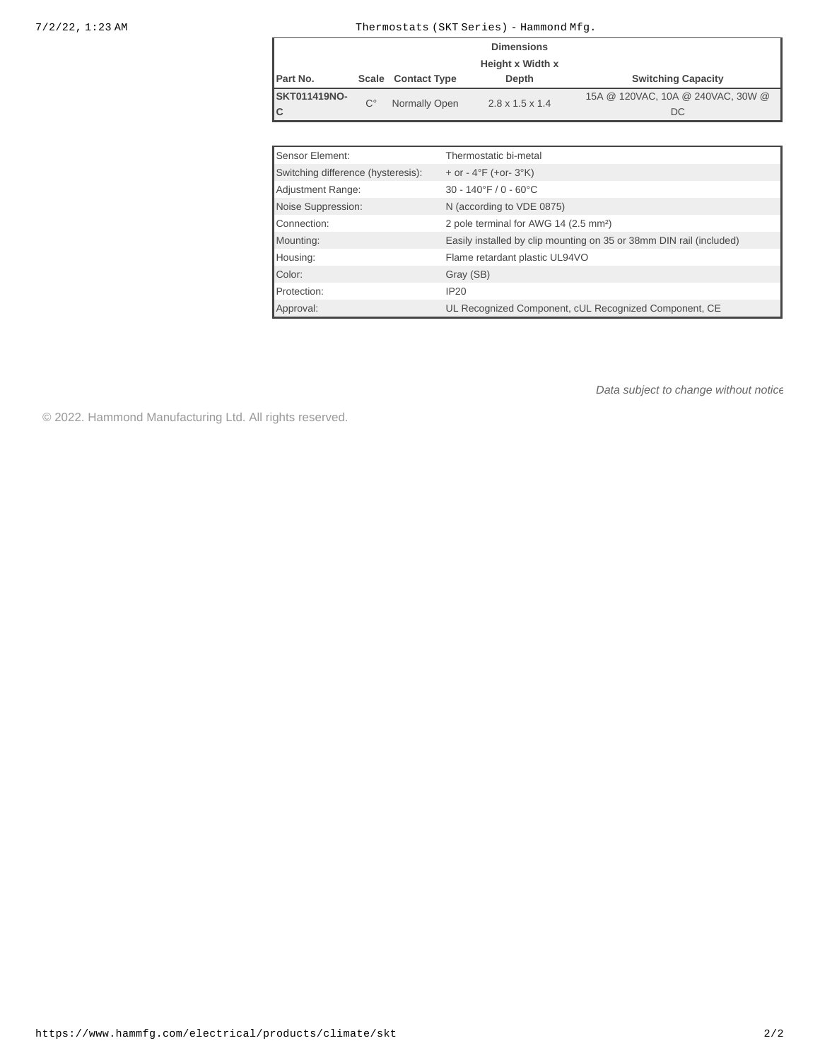| Part No. | Scale | Contact Type | Dimensions Height x Width x Depth | Switching Capacity |
|---|---|---|---|---|
| SKT011419NO-C | C° | Normally Open | 2.8 x 1.5 x 1.4 | 15A @ 120VAC, 10A @ 240VAC, 30W @ DC |

| | |
|---|---|
| Sensor Element: | Thermostatic bi-metal |
| Switching difference (hysteresis): | + or - 4°F (+or- 3°K) |
| Adjustment Range: | 30 - 140°F / 0 - 60°C |
| Noise Suppression: | N (according to VDE 0875) |
| Connection: | 2 pole terminal for AWG 14 (2.5 mm²) |
| Mounting: | Easily installed by clip mounting on 35 or 38mm DIN rail (included) |
| Housing: | Flame retardant plastic UL94VO |
| Color: | Gray (SB) |
| Protection: | IP20 |
| Approval: | UL Recognized Component, cUL Recognized Component, CE |

*Data subject to change without notice*

© 2022. Hammond Manufacturing Ltd. All rights reserved.